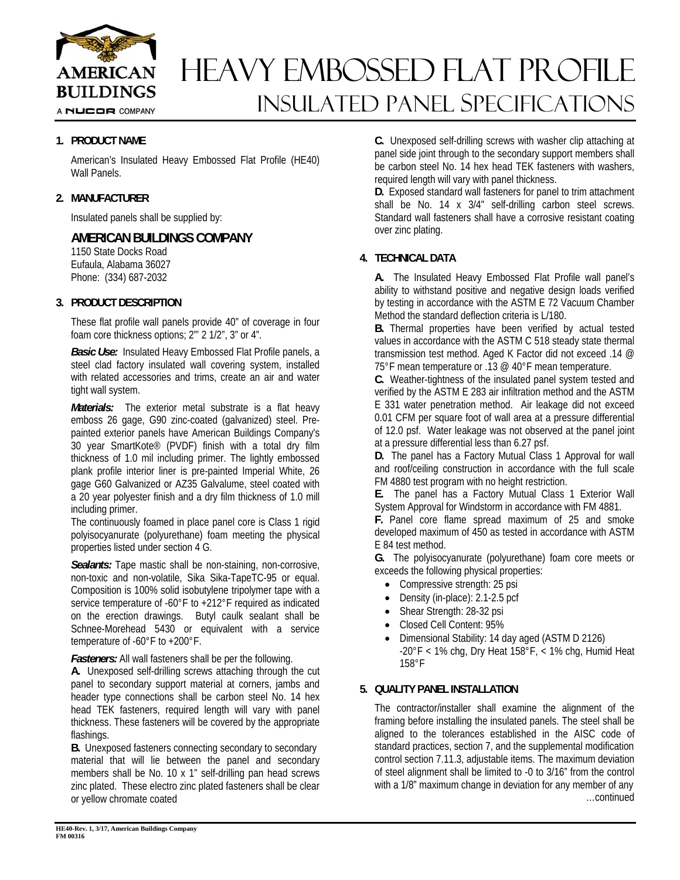# HEAVY EMBOSSED FLAT PROFILE

## INSULATED PANEL SPECIFICATIONS

### 1. PRODUCT NAME

American's Insulated Heavy Embossed Flat Profile (HE40) Wall Panels.

### 2. MANUFACTURER

Insulated panels shall be supplied by:

**AMERICAN BUILDINGS COMPANY**
1150 State Docks Road
Eufaula, Alabama 36027
Phone: (334) 687-2032

### 3. PRODUCT DESCRIPTION

These flat profile wall panels provide 40" of coverage in four foam core thickness options; 2"' 2 1/2", 3" or 4".

***Basic Use:*** Insulated Heavy Embossed Flat Profile panels, a steel clad factory insulated wall covering system, installed with related accessories and trims, create an air and water tight wall system.

***Materials:*** The exterior metal substrate is a flat heavy emboss 26 gage, G90 zinc-coated (galvanized) steel. Pre-painted exterior panels have American Buildings Company's 30 year SmartKote® (PVDF) finish with a total dry film thickness of 1.0 mil including primer. The lightly embossed plank profile interior liner is pre-painted Imperial White, 26 gage G60 Galvanized or AZ35 Galvalume, steel coated with a 20 year polyester finish and a dry film thickness of 1.0 mill including primer.

The continuously foamed in place panel core is Class 1 rigid polyisocyanurate (polyurethane) foam meeting the physical properties listed under section 4 G.

***Sealants:*** Tape mastic shall be non-staining, non-corrosive, non-toxic and non-volatile, Sika Sika-TapeTC-95 or equal. Composition is 100% solid isobutylene tripolymer tape with a service temperature of -60°F to +212°F required as indicated on the erection drawings. Butyl caulk sealant shall be Schnee-Morehead 5430 or equivalent with a service temperature of -60°F to +200°F.

***Fasteners:*** All wall fasteners shall be per the following.

**A.** Unexposed self-drilling screws attaching through the cut panel to secondary support material at corners, jambs and header type connections shall be carbon steel No. 14 hex head TEK fasteners, required length will vary with panel thickness. These fasteners will be covered by the appropriate flashings.

**B.** Unexposed fasteners connecting secondary to secondary material that will lie between the panel and secondary members shall be No. 10 x 1" self-drilling pan head screws zinc plated. These electro zinc plated fasteners shall be clear or yellow chromate coated

**C.** Unexposed self-drilling screws with washer clip attaching at panel side joint through to the secondary support members shall be carbon steel No. 14 hex head TEK fasteners with washers, required length will vary with panel thickness.

**D.** Exposed standard wall fasteners for panel to trim attachment shall be No. 14 x 3/4" self-drilling carbon steel screws. Standard wall fasteners shall have a corrosive resistant coating over zinc plating.

### 4. TECHNICAL DATA

**A.** The Insulated Heavy Embossed Flat Profile wall panel's ability to withstand positive and negative design loads verified by testing in accordance with the ASTM E 72 Vacuum Chamber Method the standard deflection criteria is L/180.

**B.** Thermal properties have been verified by actual tested values in accordance with the ASTM C 518 steady state thermal transmission test method. Aged K Factor did not exceed .14 @ 75°F mean temperature or .13 @ 40°F mean temperature.

**C.** Weather-tightness of the insulated panel system tested and verified by the ASTM E 283 air infiltration method and the ASTM E 331 water penetration method. Air leakage did not exceed 0.01 CFM per square foot of wall area at a pressure differential of 12.0 psf. Water leakage was not observed at the panel joint at a pressure differential less than 6.27 psf.

**D.** The panel has a Factory Mutual Class 1 Approval for wall and roof/ceiling construction in accordance with the full scale FM 4880 test program with no height restriction.

**E.** The panel has a Factory Mutual Class 1 Exterior Wall System Approval for Windstorm in accordance with FM 4881.

**F.** Panel core flame spread maximum of 25 and smoke developed maximum of 450 as tested in accordance with ASTM E 84 test method.

**G.** The polyisocyanurate (polyurethane) foam core meets or exceeds the following physical properties:

- Compressive strength: 25 psi
- Density (in-place): 2.1-2.5 pcf
- Shear Strength: 28-32 psi
- Closed Cell Content: 95%
- Dimensional Stability: 14 day aged (ASTM D 2126) -20°F < 1% chg, Dry Heat 158°F, < 1% chg, Humid Heat 158°F

### 5. QUALITY PANEL INSTALLATION

The contractor/installer shall examine the alignment of the framing before installing the insulated panels. The steel shall be aligned to the tolerances established in the AISC code of standard practices, section 7, and the supplemental modification control section 7.11.3, adjustable items. The maximum deviation of steel alignment shall be limited to -0 to 3/16" from the control with a 1/8" maximum change in deviation for any member of any

…continued

HE40-Rev. 1, 3/17, American Buildings Company
FM 00316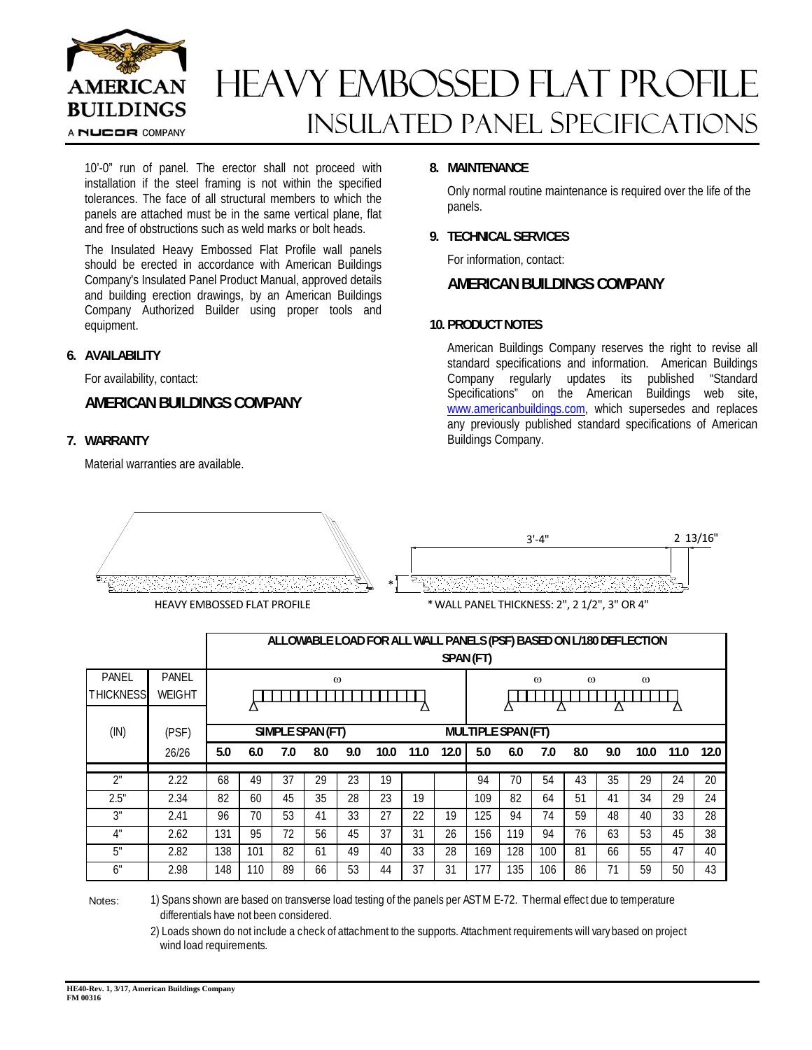# HEAVY EMBOSSED FLAT PROFILE

## INSULATED PANEL SPECIFICATIONS

10'-0" run of panel. The erector shall not proceed with installation if the steel framing is not within the specified tolerances. The face of all structural members to which the panels are attached must be in the same vertical plane, flat and free of obstructions such as weld marks or bolt heads.

The Insulated Heavy Embossed Flat Profile wall panels should be erected in accordance with American Buildings Company's Insulated Panel Product Manual, approved details and building erection drawings, by an American Buildings Company Authorized Builder using proper tools and equipment.

### 6. AVAILABILITY

For availability, contact:

**AMERICAN BUILDINGS COMPANY**

### 7. WARRANTY

Material warranties are available.

### 8. MAINTENANCE

Only normal routine maintenance is required over the life of the panels.

### 9. TECHNICAL SERVICES

For information, contact:

**AMERICAN BUILDINGS COMPANY**

### 10. PRODUCT NOTES

American Buildings Company reserves the right to revise all standard specifications and information. American Buildings Company regularly updates its published "Standard Specifications" on the American Buildings web site, www.americanbuildings.com, which supersedes and replaces any previously published standard specifications of American Buildings Company.

3'-4"

2 13/16"

HEAVY EMBOSSED FLAT PROFILE

* WALL PANEL THICKNESS: 2", 2 1/2", 3" OR 4"

| PANEL THICKNESS (IN) | PANEL WEIGHT (PSF) 26/26 | ALLOWABLE LOAD FOR ALL WALL PANELS (PSF) BASED ON L/180 DEFLECTION SPAN (FT) | | | | | | | | | | | | | | | |
|---|---|---|---|---|---|---|---|---|---|---|---|---|---|---|---|---|---|
| | | SIMPLE SPAN (FT) | | | | | | | | MULTIPLE SPAN (FT) | | | | | | | |
| | | 5.0 | 6.0 | 7.0 | 8.0 | 9.0 | 10.0 | 11.0 | 12.0 | 5.0 | 6.0 | 7.0 | 8.0 | 9.0 | 10.0 | 11.0 | 12.0 |
| 2" | 2.22 | 68 | 49 | 37 | 29 | 23 | 19 | | | 94 | 70 | 54 | 43 | 35 | 29 | 24 | 20 |
| 2.5" | 2.34 | 82 | 60 | 45 | 35 | 28 | 23 | 19 | | 109 | 82 | 64 | 51 | 41 | 34 | 29 | 24 |
| 3" | 2.41 | 96 | 70 | 53 | 41 | 33 | 27 | 22 | 19 | 125 | 94 | 74 | 59 | 48 | 40 | 33 | 28 |
| 4" | 2.62 | 131 | 95 | 72 | 56 | 45 | 37 | 31 | 26 | 156 | 119 | 94 | 76 | 63 | 53 | 45 | 38 |
| 5" | 2.82 | 138 | 101 | 82 | 61 | 49 | 40 | 33 | 28 | 169 | 128 | 100 | 81 | 66 | 55 | 47 | 40 |
| 6" | 2.98 | 148 | 110 | 89 | 66 | 53 | 44 | 37 | 31 | 177 | 135 | 106 | 86 | 71 | 59 | 50 | 43 |

Notes:
1) Spans shown are based on transverse load testing of the panels per ASTM E-72. Thermal effect due to temperature differentials have not been considered.
2) Loads shown do not include a check of attachment to the supports. Attachment requirements will vary based on project wind load requirements.

HE40-Rev. 1, 3/17, American Buildings Company
FM 00316